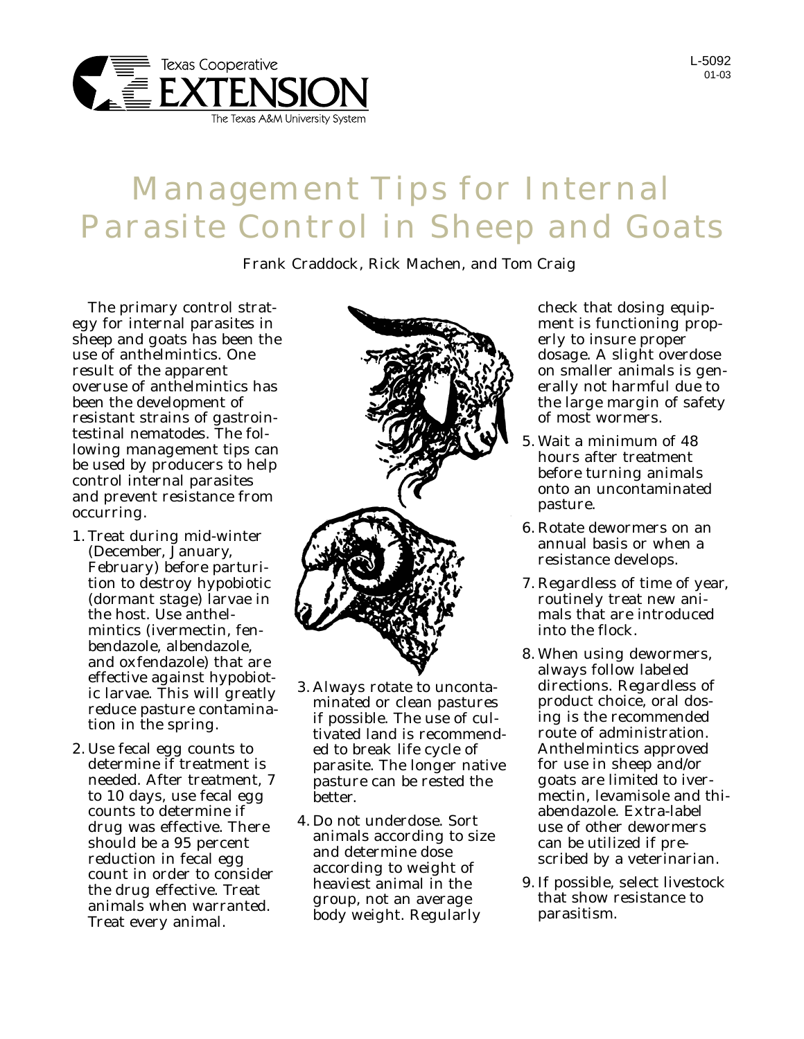Texas Cooperative EXTENSION
The Texas A&M University System

L-5092
01-03

# Management Tips for Internal Parasite Control in Sheep and Goats

Frank Craddock, Rick Machen, and Tom Craig

The primary control strategy for internal parasites in sheep and goats has been the use of anthelmintics. One result of the apparent overuse of anthelmintics has been the development of resistant strains of gastrointestinal nematodes. The following management tips can be used by producers to help control internal parasites and prevent resistance from occurring.

1. Treat during mid-winter (December, January, February) before parturition to destroy hypobiotic (dormant stage) larvae in the host. Use anthelmintics (ivermectin, fenbendazole, albendazole, and oxfendazole) that are effective against hypobiotic larvae. This will greatly reduce pasture contamination in the spring.
2. Use fecal egg counts to determine if treatment is needed. After treatment, 7 to 10 days, use fecal egg counts to determine if drug was effective. There should be a 95 percent reduction in fecal egg count in order to consider the drug effective. Treat animals when warranted. Treat every animal.
3. Always rotate to uncontaminated or clean pastures if possible. The use of cultivated land is recommended to break life cycle of parasite. The longer native pasture can be rested the better.
4. Do not underdose. Sort animals according to size and determine dose according to weight of heaviest animal in the group, not an average body weight. Regularly check that dosing equipment is functioning properly to insure proper dosage. A slight overdose on smaller animals is generally not harmful due to the large margin of safety of most wormers.
5. Wait a minimum of 48 hours after treatment before turning animals onto an uncontaminated pasture.
6. Rotate dewormers on an annual basis or when a resistance develops.
7. Regardless of time of year, routinely treat new animals that are introduced into the flock.
8. When using dewormers, always follow labeled directions. Regardless of product choice, oral dosing is the recommended route of administration. Anthelmintics approved for use in sheep and/or goats are limited to ivermectin, levamisole and thiabendazole. Extra-label use of other dewormers can be utilized if prescribed by a veterinarian.
9. If possible, select livestock that show resistance to parasitism.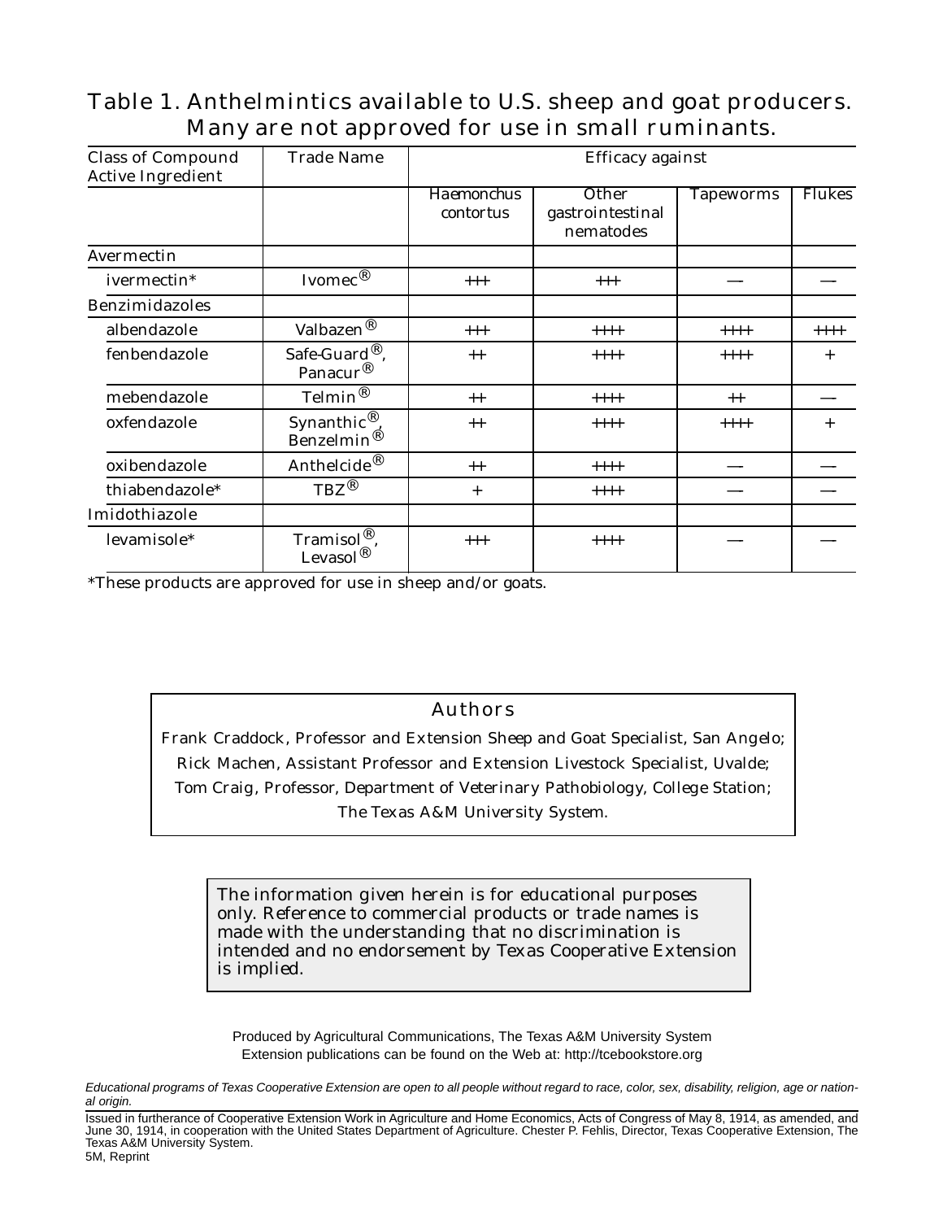## Table 1. Anthelmintics available to U.S. sheep and goat producers. Many are not approved for use in small ruminants.

| Class of Compound Active Ingredient | Trade Name | Efficacy against | | | |
|---|---|---|---|---|---|
| | | *Haemonchus contortus* | Other gastrointestinal nematodes | Tapeworms | Flukes |
| Avermectin | | | | | |
| ivermectin* | Ivomec® | +++ | +++ | — | — |
| Benzimidazoles | | | | | |
| albendazole | Valbazen® | +++ | ++++ | ++++ | ++++ |
| fenbendazole | Safe-Guard®, Panacur® | ++ | ++++ | ++++ | + |
| mebendazole | Telmin® | ++ | ++++ | ++ | — |
| oxfendazole | Synanthic®, Benzelmin® | ++ | ++++ | ++++ | + |
| oxibendazole | Anthelcide® | ++ | ++++ | — | — |
| thiabendazole* | TBZ® | + | ++++ | — | — |
| Imidothiazole | | | | | |
| levamisole* | Tramisol®, Levasol® | +++ | ++++ | — | — |

*These products are approved for use in sheep and/or goats.

### Authors

Frank Craddock, Professor and Extension Sheep and Goat Specialist, San Angelo;
Rick Machen, Assistant Professor and Extension Livestock Specialist, Uvalde;
Tom Craig, Professor, Department of Veterinary Pathobiology, College Station;
The Texas A&M University System.

The information given herein is for educational purposes only. Reference to commercial products or trade names is made with the understanding that no discrimination is intended and no endorsement by Texas Cooperative Extension is implied.

Produced by Agricultural Communications, The Texas A&M University System
Extension publications can be found on the Web at: http://tcebookstore.org

*Educational programs of Texas Cooperative Extension are open to all people without regard to race, color, sex, disability, religion, age or national origin.*

Issued in furtherance of Cooperative Extension Work in Agriculture and Home Economics, Acts of Congress of May 8, 1914, as amended, and June 30, 1914, in cooperation with the United States Department of Agriculture. Chester P. Fehlis, Director, Texas Cooperative Extension, The Texas A&M University System.
5M, Reprint